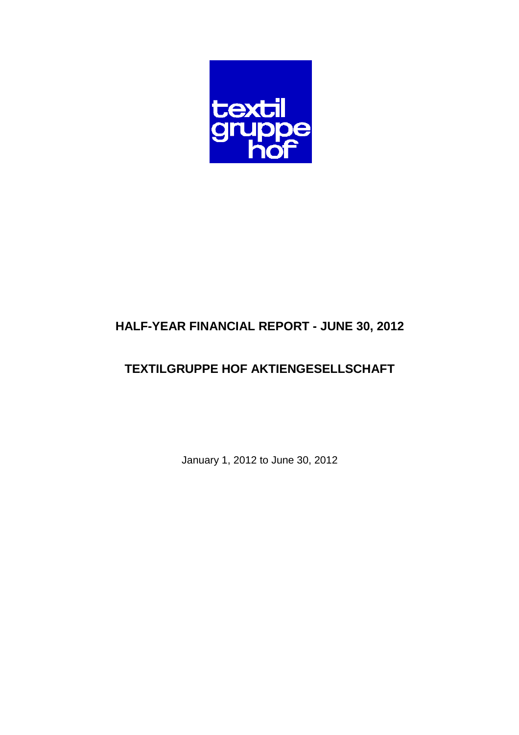textil
gruppe
hof

# HALF-YEAR FINANCIAL REPORT - JUNE 30, 2012

# TEXTILGRUPPE HOF AKTIENGESELLSCHAFT

January 1, 2012 to June 30, 2012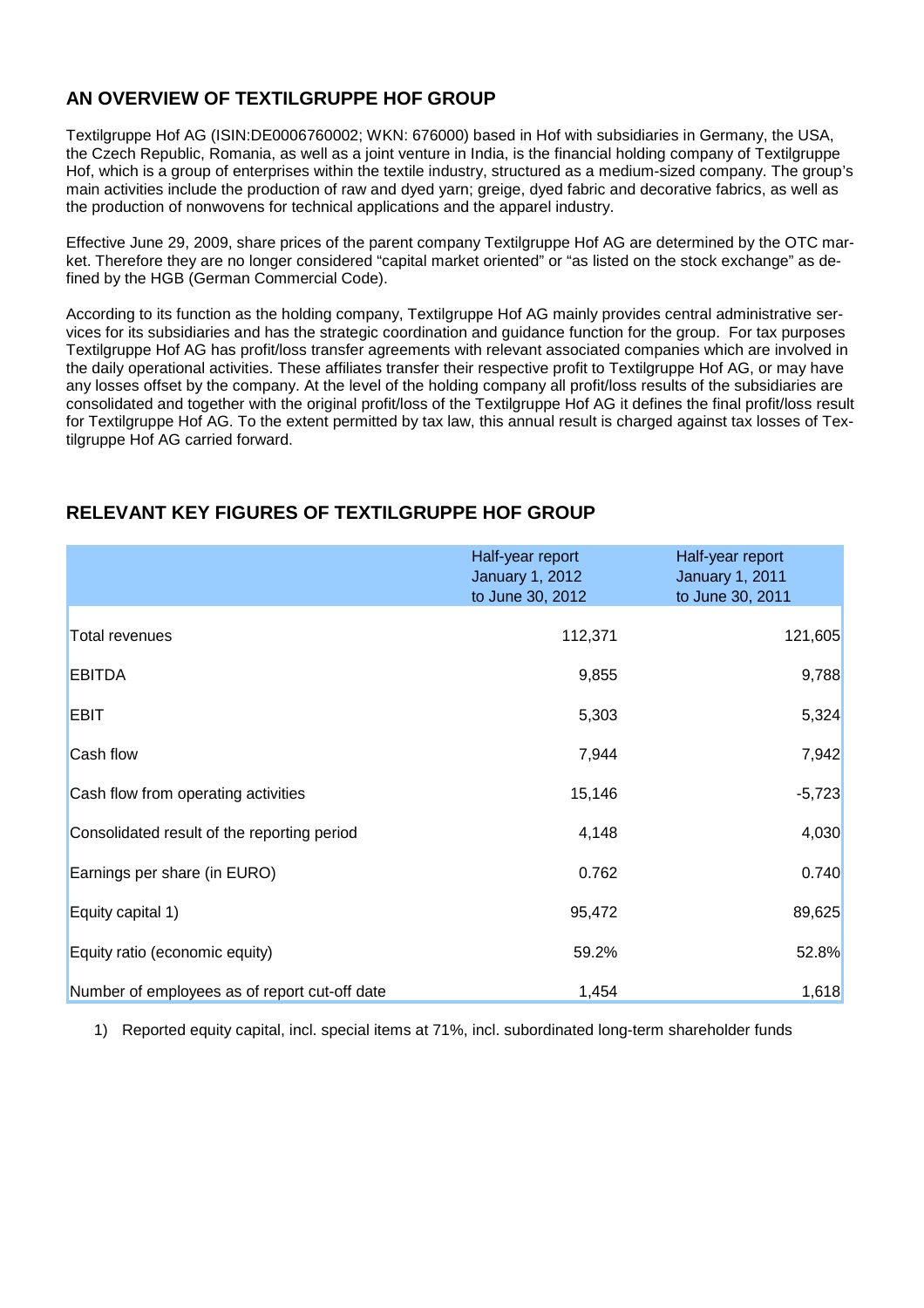## AN OVERVIEW OF TEXTILGRUPPE HOF GROUP

Textilgruppe Hof AG (ISIN:DE0006760002; WKN: 676000) based in Hof with subsidiaries in Germany, the USA, the Czech Republic, Romania, as well as a joint venture in India, is the financial holding company of Textilgruppe Hof, which is a group of enterprises within the textile industry, structured as a medium-sized company. The group's main activities include the production of raw and dyed yarn; greige, dyed fabric and decorative fabrics, as well as the production of nonwovens for technical applications and the apparel industry.

Effective June 29, 2009, share prices of the parent company Textilgruppe Hof AG are determined by the OTC market. Therefore they are no longer considered "capital market oriented" or "as listed on the stock exchange" as defined by the HGB (German Commercial Code).

According to its function as the holding company, Textilgruppe Hof AG mainly provides central administrative services for its subsidiaries and has the strategic coordination and guidance function for the group. For tax purposes Textilgruppe Hof AG has profit/loss transfer agreements with relevant associated companies which are involved in the daily operational activities. These affiliates transfer their respective profit to Textilgruppe Hof AG, or may have any losses offset by the company. At the level of the holding company all profit/loss results of the subsidiaries are consolidated and together with the original profit/loss of the Textilgruppe Hof AG it defines the final profit/loss result for Textilgruppe Hof AG. To the extent permitted by tax law, this annual result is charged against tax losses of Textilgruppe Hof AG carried forward.

## RELEVANT KEY FIGURES OF TEXTILGRUPPE HOF GROUP

| | Half-year report January 1, 2012 to June 30, 2012 | Half-year report January 1, 2011 to June 30, 2011 |
|---|---|---|
| Total revenues | 112,371 | 121,605 |
| EBITDA | 9,855 | 9,788 |
| EBIT | 5,303 | 5,324 |
| Cash flow | 7,944 | 7,942 |
| Cash flow from operating activities | 15,146 | -5,723 |
| Consolidated result of the reporting period | 4,148 | 4,030 |
| Earnings per share (in EURO) | 0.762 | 0.740 |
| Equity capital 1) | 95,472 | 89,625 |
| Equity ratio (economic equity) | 59.2% | 52.8% |
| Number of employees as of report cut-off date | 1,454 | 1,618 |

1) Reported equity capital, incl. special items at 71%, incl. subordinated long-term shareholder funds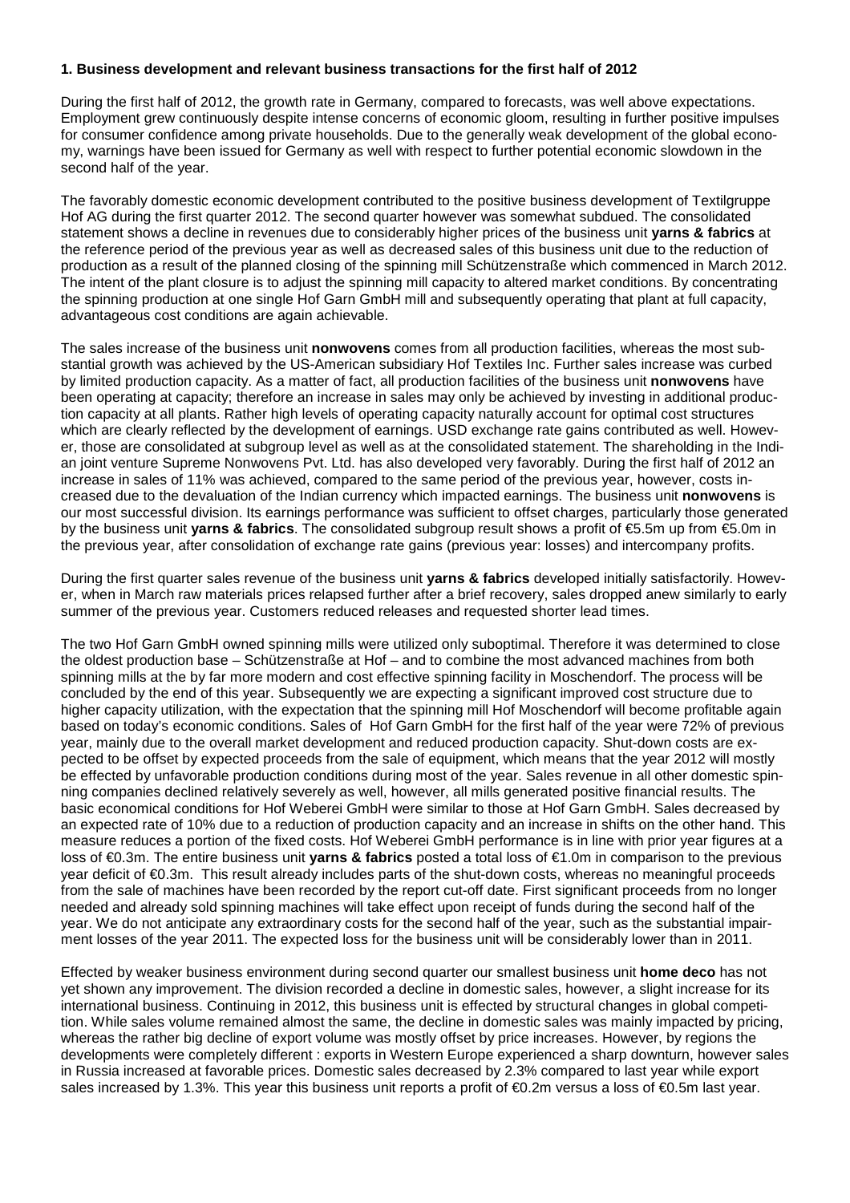### 1. Business development and relevant business transactions for the first half of 2012

During the first half of 2012, the growth rate in Germany, compared to forecasts, was well above expectations. Employment grew continuously despite intense concerns of economic gloom, resulting in further positive impulses for consumer confidence among private households. Due to the generally weak development of the global economy, warnings have been issued for Germany as well with respect to further potential economic slowdown in the second half of the year.

The favorably domestic economic development contributed to the positive business development of Textilgruppe Hof AG during the first quarter 2012. The second quarter however was somewhat subdued. The consolidated statement shows a decline in revenues due to considerably higher prices of the business unit **yarns & fabrics** at the reference period of the previous year as well as decreased sales of this business unit due to the reduction of production as a result of the planned closing of the spinning mill Schützenstraße which commenced in March 2012. The intent of the plant closure is to adjust the spinning mill capacity to altered market conditions. By concentrating the spinning production at one single Hof Garn GmbH mill and subsequently operating that plant at full capacity, advantageous cost conditions are again achievable.

The sales increase of the business unit **nonwovens** comes from all production facilities, whereas the most substantial growth was achieved by the US-American subsidiary Hof Textiles Inc. Further sales increase was curbed by limited production capacity. As a matter of fact, all production facilities of the business unit **nonwovens** have been operating at capacity; therefore an increase in sales may only be achieved by investing in additional production capacity at all plants. Rather high levels of operating capacity naturally account for optimal cost structures which are clearly reflected by the development of earnings. USD exchange rate gains contributed as well. However, those are consolidated at subgroup level as well as at the consolidated statement. The shareholding in the Indian joint venture Supreme Nonwovens Pvt. Ltd. has also developed very favorably. During the first half of 2012 an increase in sales of 11% was achieved, compared to the same period of the previous year, however, costs increased due to the devaluation of the Indian currency which impacted earnings. The business unit **nonwovens** is our most successful division. Its earnings performance was sufficient to offset charges, particularly those generated by the business unit **yarns & fabrics**. The consolidated subgroup result shows a profit of €5.5m up from €5.0m in the previous year, after consolidation of exchange rate gains (previous year: losses) and intercompany profits.

During the first quarter sales revenue of the business unit **yarns & fabrics** developed initially satisfactorily. However, when in March raw materials prices relapsed further after a brief recovery, sales dropped anew similarly to early summer of the previous year. Customers reduced releases and requested shorter lead times.

The two Hof Garn GmbH owned spinning mills were utilized only suboptimal. Therefore it was determined to close the oldest production base – Schützenstraße at Hof – and to combine the most advanced machines from both spinning mills at the by far more modern and cost effective spinning facility in Moschendorf. The process will be concluded by the end of this year. Subsequently we are expecting a significant improved cost structure due to higher capacity utilization, with the expectation that the spinning mill Hof Moschendorf will become profitable again based on today's economic conditions. Sales of Hof Garn GmbH for the first half of the year were 72% of previous year, mainly due to the overall market development and reduced production capacity. Shut-down costs are expected to be offset by expected proceeds from the sale of equipment, which means that the year 2012 will mostly be effected by unfavorable production conditions during most of the year. Sales revenue in all other domestic spinning companies declined relatively severely as well, however, all mills generated positive financial results. The basic economical conditions for Hof Weberei GmbH were similar to those at Hof Garn GmbH. Sales decreased by an expected rate of 10% due to a reduction of production capacity and an increase in shifts on the other hand. This measure reduces a portion of the fixed costs. Hof Weberei GmbH performance is in line with prior year figures at a loss of €0.3m. The entire business unit **yarns & fabrics** posted a total loss of €1.0m in comparison to the previous year deficit of €0.3m. This result already includes parts of the shut-down costs, whereas no meaningful proceeds from the sale of machines have been recorded by the report cut-off date. First significant proceeds from no longer needed and already sold spinning machines will take effect upon receipt of funds during the second half of the year. We do not anticipate any extraordinary costs for the second half of the year, such as the substantial impairment losses of the year 2011. The expected loss for the business unit will be considerably lower than in 2011.

Effected by weaker business environment during second quarter our smallest business unit **home deco** has not yet shown any improvement. The division recorded a decline in domestic sales, however, a slight increase for its international business. Continuing in 2012, this business unit is effected by structural changes in global competition. While sales volume remained almost the same, the decline in domestic sales was mainly impacted by pricing, whereas the rather big decline of export volume was mostly offset by price increases. However, by regions the developments were completely different : exports in Western Europe experienced a sharp downturn, however sales in Russia increased at favorable prices. Domestic sales decreased by 2.3% compared to last year while export sales increased by 1.3%. This year this business unit reports a profit of €0.2m versus a loss of €0.5m last year.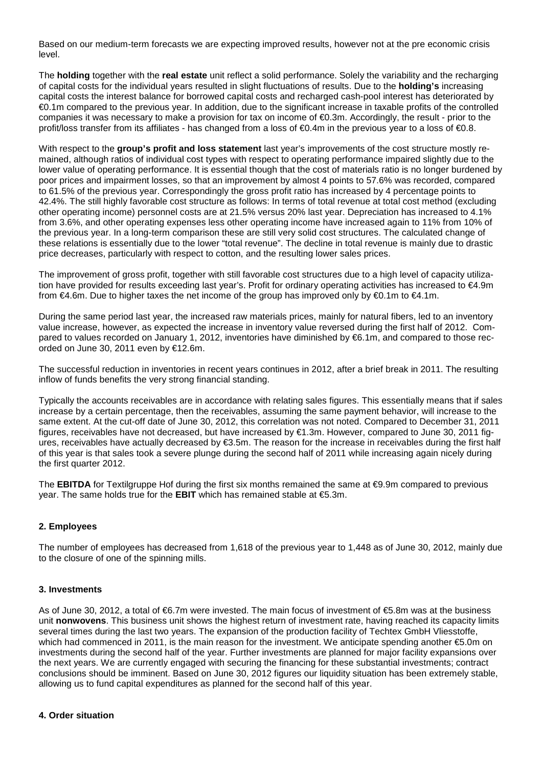Based on our medium-term forecasts we are expecting improved results, however not at the pre economic crisis level.

The **holding** together with the **real estate** unit reflect a solid performance. Solely the variability and the recharging of capital costs for the individual years resulted in slight fluctuations of results. Due to the **holding's** increasing capital costs the interest balance for borrowed capital costs and recharged cash-pool interest has deteriorated by €0.1m compared to the previous year. In addition, due to the significant increase in taxable profits of the controlled companies it was necessary to make a provision for tax on income of €0.3m. Accordingly, the result - prior to the profit/loss transfer from its affiliates - has changed from a loss of €0.4m in the previous year to a loss of €0.8.

With respect to the **group's profit and loss statement** last year's improvements of the cost structure mostly remained, although ratios of individual cost types with respect to operating performance impaired slightly due to the lower value of operating performance. It is essential though that the cost of materials ratio is no longer burdened by poor prices and impairment losses, so that an improvement by almost 4 points to 57.6% was recorded, compared to 61.5% of the previous year. Correspondingly the gross profit ratio has increased by 4 percentage points to 42.4%. The still highly favorable cost structure as follows: In terms of total revenue at total cost method (excluding other operating income) personnel costs are at 21.5% versus 20% last year. Depreciation has increased to 4.1% from 3.6%, and other operating expenses less other operating income have increased again to 11% from 10% of the previous year. In a long-term comparison these are still very solid cost structures. The calculated change of these relations is essentially due to the lower "total revenue". The decline in total revenue is mainly due to drastic price decreases, particularly with respect to cotton, and the resulting lower sales prices.

The improvement of gross profit, together with still favorable cost structures due to a high level of capacity utilization have provided for results exceeding last year's. Profit for ordinary operating activities has increased to €4.9m from €4.6m. Due to higher taxes the net income of the group has improved only by €0.1m to €4.1m.

During the same period last year, the increased raw materials prices, mainly for natural fibers, led to an inventory value increase, however, as expected the increase in inventory value reversed during the first half of 2012. Compared to values recorded on January 1, 2012, inventories have diminished by €6.1m, and compared to those recorded on June 30, 2011 even by €12.6m.

The successful reduction in inventories in recent years continues in 2012, after a brief break in 2011. The resulting inflow of funds benefits the very strong financial standing.

Typically the accounts receivables are in accordance with relating sales figures. This essentially means that if sales increase by a certain percentage, then the receivables, assuming the same payment behavior, will increase to the same extent. At the cut-off date of June 30, 2012, this correlation was not noted. Compared to December 31, 2011 figures, receivables have not decreased, but have increased by €1.3m. However, compared to June 30, 2011 figures, receivables have actually decreased by €3.5m. The reason for the increase in receivables during the first half of this year is that sales took a severe plunge during the second half of 2011 while increasing again nicely during the first quarter 2012.

The **EBITDA** for Textilgruppe Hof during the first six months remained the same at €9.9m compared to previous year. The same holds true for the **EBIT** which has remained stable at €5.3m.

## 2. Employees

The number of employees has decreased from 1,618 of the previous year to 1,448 as of June 30, 2012, mainly due to the closure of one of the spinning mills.

## 3. Investments

As of June 30, 2012, a total of €6.7m were invested. The main focus of investment of €5.8m was at the business unit **nonwovens**. This business unit shows the highest return of investment rate, having reached its capacity limits several times during the last two years. The expansion of the production facility of Techtex GmbH Vliesstoffe, which had commenced in 2011, is the main reason for the investment. We anticipate spending another €5.0m on investments during the second half of the year. Further investments are planned for major facility expansions over the next years. We are currently engaged with securing the financing for these substantial investments; contract conclusions should be imminent. Based on June 30, 2012 figures our liquidity situation has been extremely stable, allowing us to fund capital expenditures as planned for the second half of this year.

## 4. Order situation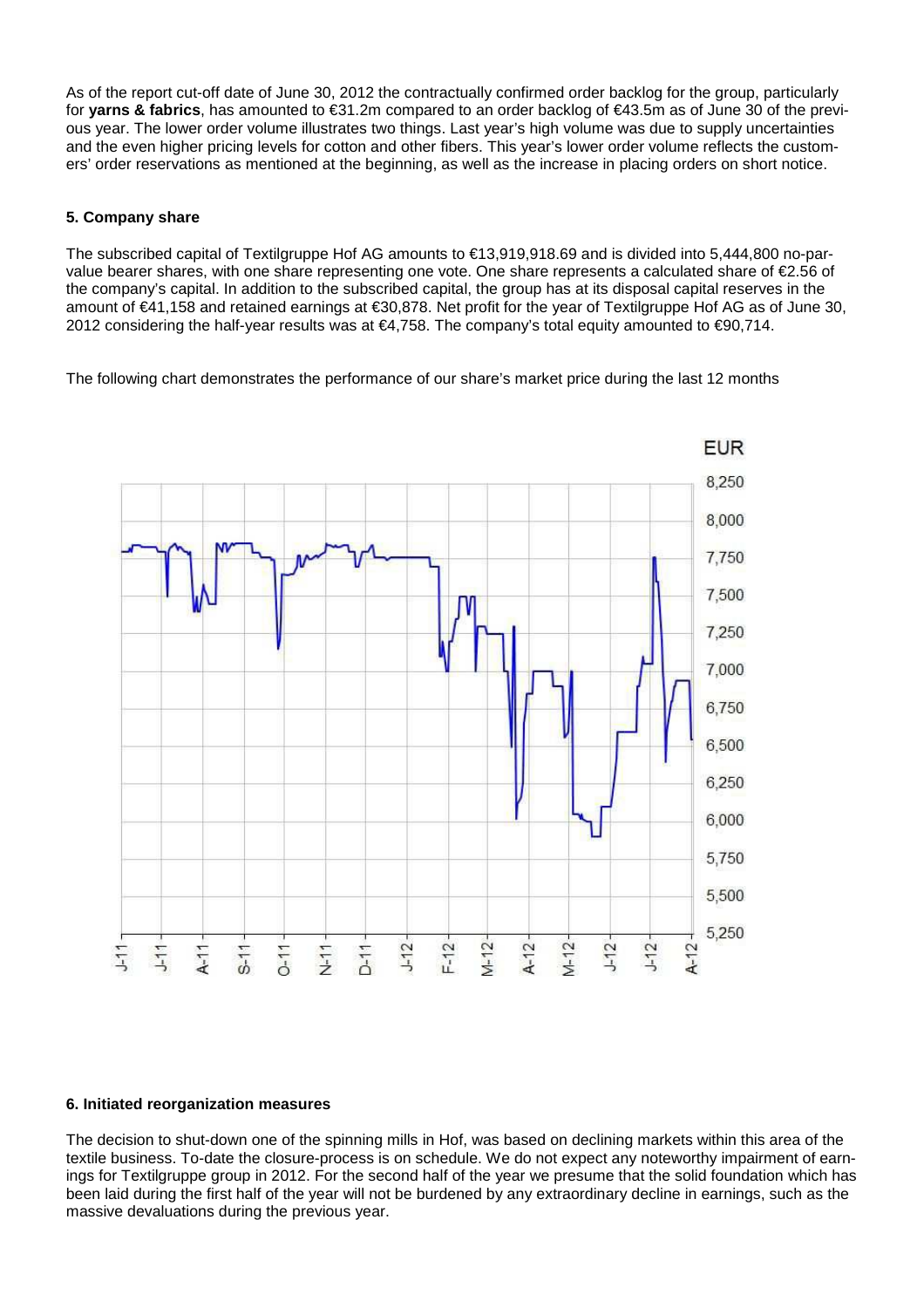As of the report cut-off date of June 30, 2012 the contractually confirmed order backlog for the group, particularly for **yarns & fabrics**, has amounted to €31.2m compared to an order backlog of €43.5m as of June 30 of the previous year. The lower order volume illustrates two things. Last year's high volume was due to supply uncertainties and the even higher pricing levels for cotton and other fibers. This year's lower order volume reflects the customers' order reservations as mentioned at the beginning, as well as the increase in placing orders on short notice.

### 5. Company share

The subscribed capital of Textilgruppe Hof AG amounts to €13,919,918.69 and is divided into 5,444,800 no-par-value bearer shares, with one share representing one vote. One share represents a calculated share of €2.56 of the company's capital. In addition to the subscribed capital, the group has at its disposal capital reserves in the amount of €41,158 and retained earnings at €30,878. Net profit for the year of Textilgruppe Hof AG as of June 30, 2012 considering the half-year results was at €4,758. The company's total equity amounted to €90,714.

The following chart demonstrates the performance of our share's market price during the last 12 months

### 6. Initiated reorganization measures

The decision to shut-down one of the spinning mills in Hof, was based on declining markets within this area of the textile business. To-date the closure-process is on schedule. We do not expect any noteworthy impairment of earnings for Textilgruppe group in 2012. For the second half of the year we presume that the solid foundation which has been laid during the first half of the year will not be burdened by any extraordinary decline in earnings, such as the massive devaluations during the previous year.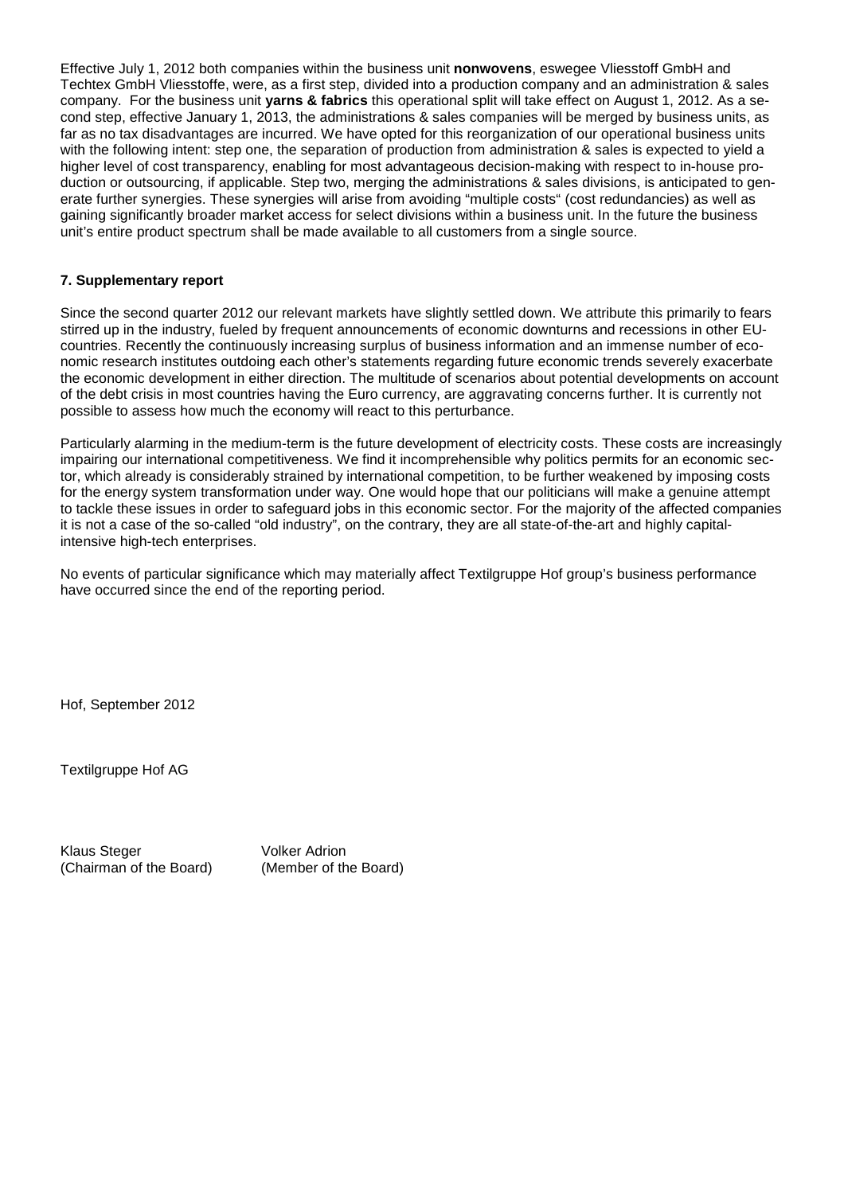Effective July 1, 2012 both companies within the business unit **nonwovens**, eswegee Vliesstoff GmbH and Techtex GmbH Vliesstoffe, were, as a first step, divided into a production company and an administration & sales company. For the business unit **yarns & fabrics** this operational split will take effect on August 1, 2012. As a second step, effective January 1, 2013, the administrations & sales companies will be merged by business units, as far as no tax disadvantages are incurred. We have opted for this reorganization of our operational business units with the following intent: step one, the separation of production from administration & sales is expected to yield a higher level of cost transparency, enabling for most advantageous decision-making with respect to in-house production or outsourcing, if applicable. Step two, merging the administrations & sales divisions, is anticipated to generate further synergies. These synergies will arise from avoiding "multiple costs" (cost redundancies) as well as gaining significantly broader market access for select divisions within a business unit. In the future the business unit's entire product spectrum shall be made available to all customers from a single source.

### 7. Supplementary report

Since the second quarter 2012 our relevant markets have slightly settled down. We attribute this primarily to fears stirred up in the industry, fueled by frequent announcements of economic downturns and recessions in other EU-countries. Recently the continuously increasing surplus of business information and an immense number of economic research institutes outdoing each other's statements regarding future economic trends severely exacerbate the economic development in either direction. The multitude of scenarios about potential developments on account of the debt crisis in most countries having the Euro currency, are aggravating concerns further. It is currently not possible to assess how much the economy will react to this perturbance.

Particularly alarming in the medium-term is the future development of electricity costs. These costs are increasingly impairing our international competitiveness. We find it incomprehensible why politics permits for an economic sector, which already is considerably strained by international competition, to be further weakened by imposing costs for the energy system transformation under way. One would hope that our politicians will make a genuine attempt to tackle these issues in order to safeguard jobs in this economic sector. For the majority of the affected companies it is not a case of the so-called "old industry", on the contrary, they are all state-of-the-art and highly capital-intensive high-tech enterprises.

No events of particular significance which may materially affect Textilgruppe Hof group's business performance have occurred since the end of the reporting period.

Hof, September 2012

Textilgruppe Hof AG

Klaus Steger (Chairman of the Board)

Volker Adrion (Member of the Board)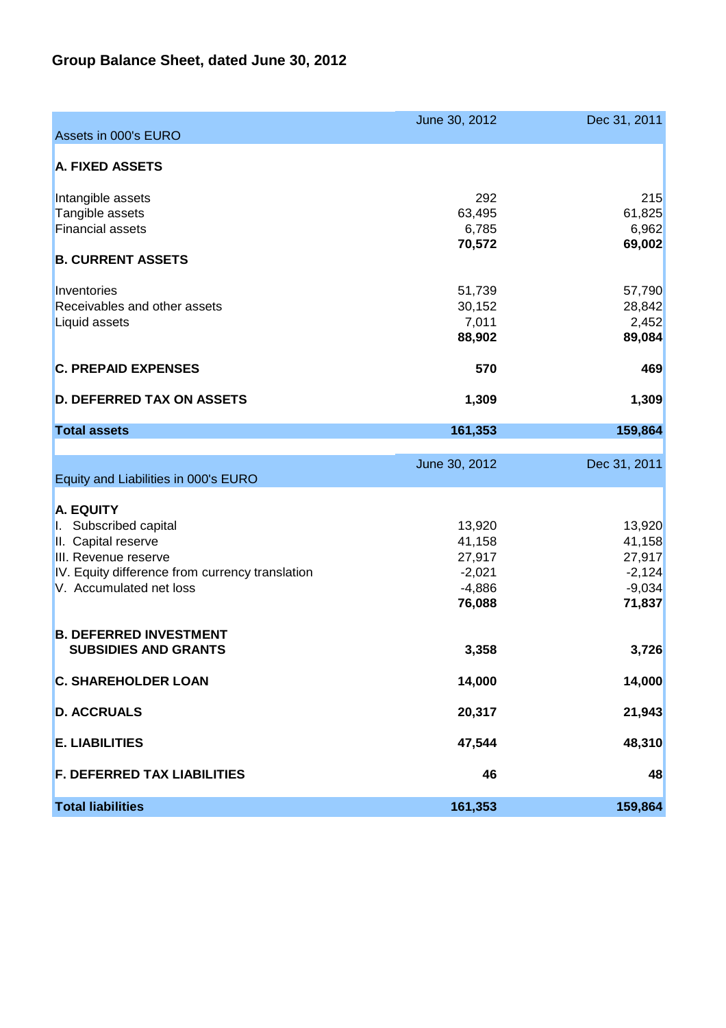# Group Balance Sheet, dated June 30, 2012

| Assets in 000's EURO | June 30, 2012 | Dec 31, 2011 |
|---|---|---|
| **A. FIXED ASSETS** | | |
| Intangible assets | 292 | 215 |
| Tangible assets | 63,495 | 61,825 |
| Financial assets | 6,785 | 6,962 |
| | **70,572** | **69,002** |
| **B. CURRENT ASSETS** | | |
| Inventories | 51,739 | 57,790 |
| Receivables and other assets | 30,152 | 28,842 |
| Liquid assets | 7,011 | 2,452 |
| | **88,902** | **89,084** |
| **C. PREPAID EXPENSES** | **570** | **469** |
| **D. DEFERRED TAX ON ASSETS** | **1,309** | **1,309** |
| **Total assets** | **161,353** | **159,864** |

| Equity and Liabilities in 000's EURO | June 30, 2012 | Dec 31, 2011 |
|---|---|---|
| **A. EQUITY** | | |
| I. Subscribed capital | 13,920 | 13,920 |
| II. Capital reserve | 41,158 | 41,158 |
| III. Revenue reserve | 27,917 | 27,917 |
| IV. Equity difference from currency translation | -2,021 | -2,124 |
| V. Accumulated net loss | -4,886 | -9,034 |
| | **76,088** | **71,837** |
| **B. DEFERRED INVESTMENT SUBSIDIES AND GRANTS** | **3,358** | **3,726** |
| **C. SHAREHOLDER LOAN** | **14,000** | **14,000** |
| **D. ACCRUALS** | **20,317** | **21,943** |
| **E. LIABILITIES** | **47,544** | **48,310** |
| **F. DEFERRED TAX LIABILITIES** | **46** | **48** |
| **Total liabilities** | **161,353** | **159,864** |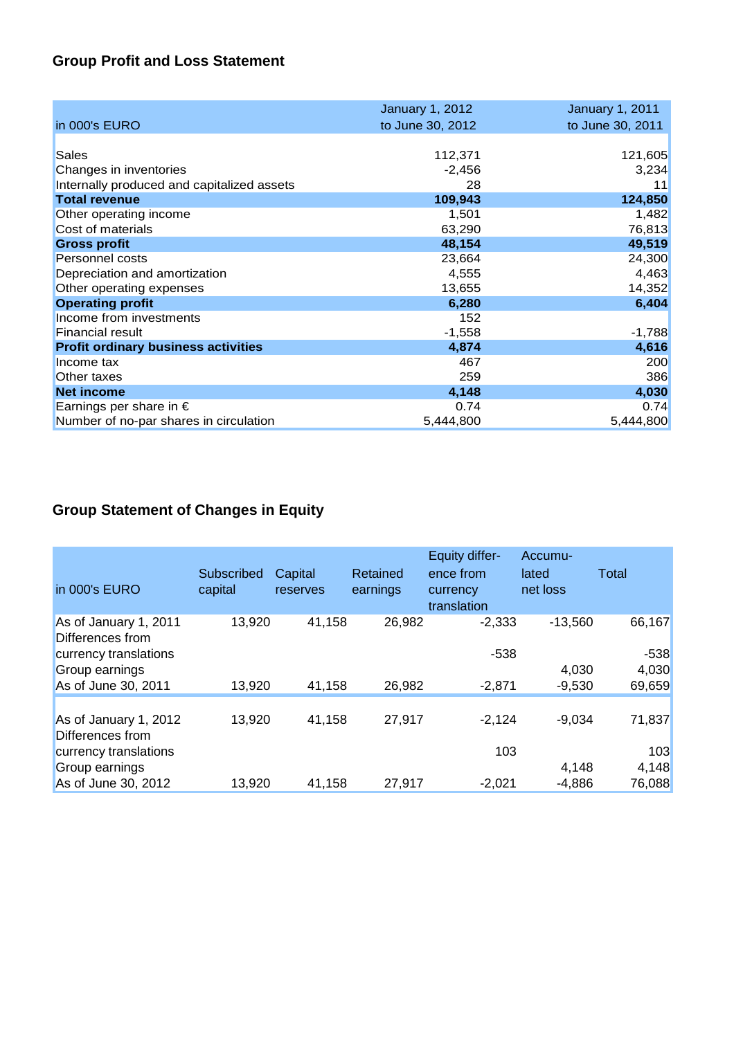## Group Profit and Loss Statement

| in 000's EURO | January 1, 2012 to June 30, 2012 | January 1, 2011 to June 30, 2011 |
|---|---|---|
| Sales | 112,371 | 121,605 |
| Changes in inventories | -2,456 | 3,234 |
| Internally produced and capitalized assets | 28 | 11 |
| **Total revenue** | **109,943** | **124,850** |
| Other operating income | 1,501 | 1,482 |
| Cost of materials | 63,290 | 76,813 |
| **Gross profit** | **48,154** | **49,519** |
| Personnel costs | 23,664 | 24,300 |
| Depreciation and amortization | 4,555 | 4,463 |
| Other operating expenses | 13,655 | 14,352 |
| **Operating profit** | **6,280** | **6,404** |
| Income from investments | 152 | |
| Financial result | -1,558 | -1,788 |
| **Profit ordinary business activities** | **4,874** | **4,616** |
| Income tax | 467 | 200 |
| Other taxes | 259 | 386 |
| **Net income** | **4,148** | **4,030** |
| Earnings per share in € | 0.74 | 0.74 |
| Number of no-par shares in circulation | 5,444,800 | 5,444,800 |

## Group Statement of Changes in Equity

| in 000's EURO | Subscribed capital | Capital reserves | Retained earnings | Equity difference from currency translation | Accumulated net loss | Total |
|---|---|---|---|---|---|---|
| As of January 1, 2011 | 13,920 | 41,158 | 26,982 | -2,333 | -13,560 | 66,167 |
| Differences from currency translations | | | | -538 | | -538 |
| Group earnings | | | | | 4,030 | 4,030 |
| As of June 30, 2011 | 13,920 | 41,158 | 26,982 | -2,871 | -9,530 | 69,659 |
| | | | | | | |
| As of January 1, 2012 | 13,920 | 41,158 | 27,917 | -2,124 | -9,034 | 71,837 |
| Differences from currency translations | | | | 103 | | 103 |
| Group earnings | | | | | 4,148 | 4,148 |
| As of June 30, 2012 | 13,920 | 41,158 | 27,917 | -2,021 | -4,886 | 76,088 |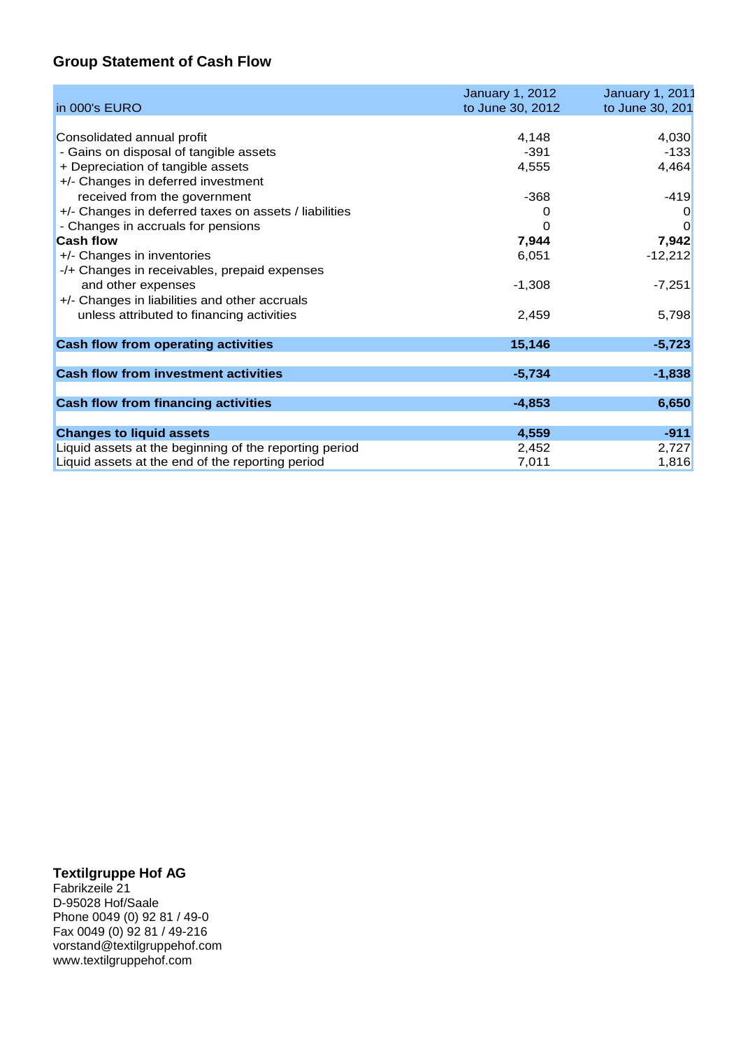## Group Statement of Cash Flow

| in 000's EURO | January 1, 2012 to June 30, 2012 | January 1, 2011 to June 30, 2011 |
|---|---|---|
| Consolidated annual profit | 4,148 | 4,030 |
| - Gains on disposal of tangible assets | -391 | -133 |
| + Depreciation of tangible assets | 4,555 | 4,464 |
| +/- Changes in deferred investment received from the government | -368 | -419 |
| +/- Changes in deferred taxes on assets / liabilities | 0 | 0 |
| - Changes in accruals for pensions | 0 | 0 |
| **Cash flow** | **7,944** | **7,942** |
| +/- Changes in inventories | 6,051 | -12,212 |
| -/+ Changes in receivables, prepaid expenses and other expenses | -1,308 | -7,251 |
| +/- Changes in liabilities and other accruals unless attributed to financing activities | 2,459 | 5,798 |
| **Cash flow from operating activities** | **15,146** | **-5,723** |
| **Cash flow from investment activities** | **-5,734** | **-1,838** |
| **Cash flow from financing activities** | **-4,853** | **6,650** |
| **Changes to liquid assets** | **4,559** | **-911** |
| Liquid assets at the beginning of the reporting period | 2,452 | 2,727 |
| Liquid assets at the end of the reporting period | 7,011 | 1,816 |

**Textilgruppe Hof AG**
Fabrikzeile 21
D-95028 Hof/Saale
Phone 0049 (0) 92 81 / 49-0
Fax 0049 (0) 92 81 / 49-216
vorstand@textilgruppehof.com
www.textilgruppehof.com